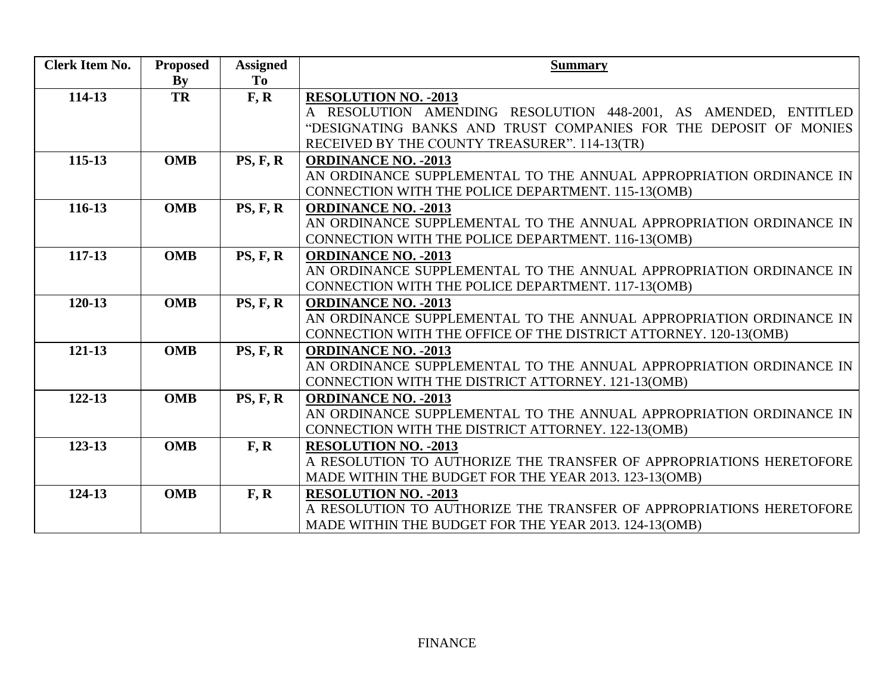| Clerk Item No. | Proposed By | Assigned To | Summary |
|---|---|---|---|
| 114-13 | TR | F, R | **RESOLUTION NO. -2013**<br>A RESOLUTION AMENDING RESOLUTION 448-2001, AS AMENDED, ENTITLED "DESIGNATING BANKS AND TRUST COMPANIES FOR THE DEPOSIT OF MONIES RECEIVED BY THE COUNTY TREASURER". 114-13(TR) |
| 115-13 | OMB | PS, F, R | **ORDINANCE NO. -2013**<br>AN ORDINANCE SUPPLEMENTAL TO THE ANNUAL APPROPRIATION ORDINANCE IN CONNECTION WITH THE POLICE DEPARTMENT. 115-13(OMB) |
| 116-13 | OMB | PS, F, R | **ORDINANCE NO. -2013**<br>AN ORDINANCE SUPPLEMENTAL TO THE ANNUAL APPROPRIATION ORDINANCE IN CONNECTION WITH THE POLICE DEPARTMENT. 116-13(OMB) |
| 117-13 | OMB | PS, F, R | **ORDINANCE NO. -2013**<br>AN ORDINANCE SUPPLEMENTAL TO THE ANNUAL APPROPRIATION ORDINANCE IN CONNECTION WITH THE POLICE DEPARTMENT. 117-13(OMB) |
| 120-13 | OMB | PS, F, R | **ORDINANCE NO. -2013**<br>AN ORDINANCE SUPPLEMENTAL TO THE ANNUAL APPROPRIATION ORDINANCE IN CONNECTION WITH THE OFFICE OF THE DISTRICT ATTORNEY. 120-13(OMB) |
| 121-13 | OMB | PS, F, R | **ORDINANCE NO. -2013**<br>AN ORDINANCE SUPPLEMENTAL TO THE ANNUAL APPROPRIATION ORDINANCE IN CONNECTION WITH THE DISTRICT ATTORNEY. 121-13(OMB) |
| 122-13 | OMB | PS, F, R | **ORDINANCE NO. -2013**<br>AN ORDINANCE SUPPLEMENTAL TO THE ANNUAL APPROPRIATION ORDINANCE IN CONNECTION WITH THE DISTRICT ATTORNEY. 122-13(OMB) |
| 123-13 | OMB | F, R | **RESOLUTION NO. -2013**<br>A RESOLUTION TO AUTHORIZE THE TRANSFER OF APPROPRIATIONS HERETOFORE MADE WITHIN THE BUDGET FOR THE YEAR 2013. 123-13(OMB) |
| 124-13 | OMB | F, R | **RESOLUTION NO. -2013**<br>A RESOLUTION TO AUTHORIZE THE TRANSFER OF APPROPRIATIONS HERETOFORE MADE WITHIN THE BUDGET FOR THE YEAR 2013. 124-13(OMB) |

FINANCE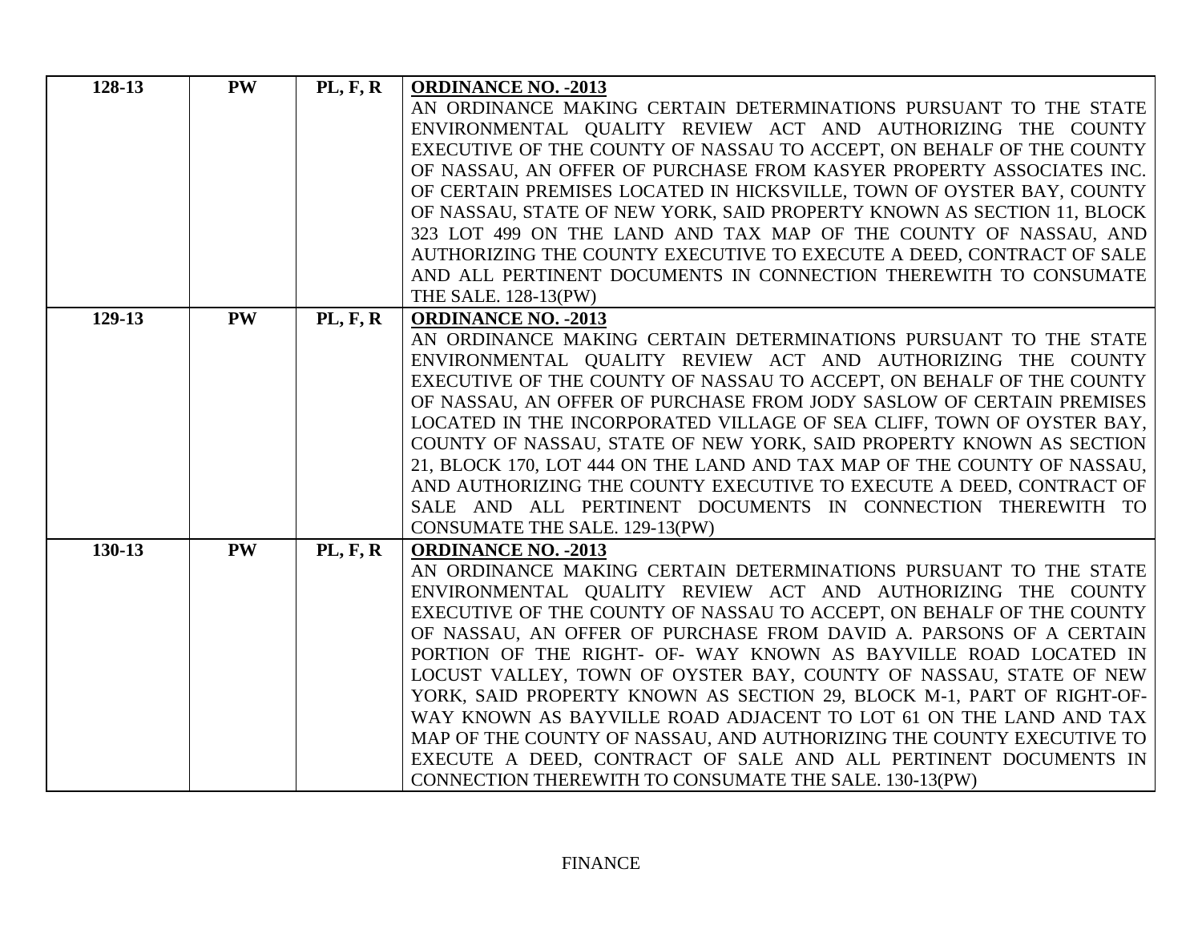| 128-13 | PW | PL, F, R | **ORDINANCE NO. -2013**<br>AN ORDINANCE MAKING CERTAIN DETERMINATIONS PURSUANT TO THE STATE ENVIRONMENTAL QUALITY REVIEW ACT AND AUTHORIZING THE COUNTY EXECUTIVE OF THE COUNTY OF NASSAU TO ACCEPT, ON BEHALF OF THE COUNTY OF NASSAU, AN OFFER OF PURCHASE FROM KASYER PROPERTY ASSOCIATES INC. OF CERTAIN PREMISES LOCATED IN HICKSVILLE, TOWN OF OYSTER BAY, COUNTY OF NASSAU, STATE OF NEW YORK, SAID PROPERTY KNOWN AS SECTION 11, BLOCK 323 LOT 499 ON THE LAND AND TAX MAP OF THE COUNTY OF NASSAU, AND AUTHORIZING THE COUNTY EXECUTIVE TO EXECUTE A DEED, CONTRACT OF SALE AND ALL PERTINENT DOCUMENTS IN CONNECTION THEREWITH TO CONSUMATE THE SALE. 128-13(PW) |
|---|---|---|---|
| 129-13 | PW | PL, F, R | **ORDINANCE NO. -2013**<br>AN ORDINANCE MAKING CERTAIN DETERMINATIONS PURSUANT TO THE STATE ENVIRONMENTAL QUALITY REVIEW ACT AND AUTHORIZING THE COUNTY EXECUTIVE OF THE COUNTY OF NASSAU TO ACCEPT, ON BEHALF OF THE COUNTY OF NASSAU, AN OFFER OF PURCHASE FROM JODY SASLOW OF CERTAIN PREMISES LOCATED IN THE INCORPORATED VILLAGE OF SEA CLIFF, TOWN OF OYSTER BAY, COUNTY OF NASSAU, STATE OF NEW YORK, SAID PROPERTY KNOWN AS SECTION 21, BLOCK 170, LOT 444 ON THE LAND AND TAX MAP OF THE COUNTY OF NASSAU, AND AUTHORIZING THE COUNTY EXECUTIVE TO EXECUTE A DEED, CONTRACT OF SALE AND ALL PERTINENT DOCUMENTS IN CONNECTION THEREWITH TO CONSUMATE THE SALE. 129-13(PW) |
| 130-13 | PW | PL, F, R | **ORDINANCE NO. -2013**<br>AN ORDINANCE MAKING CERTAIN DETERMINATIONS PURSUANT TO THE STATE ENVIRONMENTAL QUALITY REVIEW ACT AND AUTHORIZING THE COUNTY EXECUTIVE OF THE COUNTY OF NASSAU TO ACCEPT, ON BEHALF OF THE COUNTY OF NASSAU, AN OFFER OF PURCHASE FROM DAVID A. PARSONS OF A CERTAIN PORTION OF THE RIGHT- OF- WAY KNOWN AS BAYVILLE ROAD LOCATED IN LOCUST VALLEY, TOWN OF OYSTER BAY, COUNTY OF NASSAU, STATE OF NEW YORK, SAID PROPERTY KNOWN AS SECTION 29, BLOCK M-1, PART OF RIGHT-OF-WAY KNOWN AS BAYVILLE ROAD ADJACENT TO LOT 61 ON THE LAND AND TAX MAP OF THE COUNTY OF NASSAU, AND AUTHORIZING THE COUNTY EXECUTIVE TO EXECUTE A DEED, CONTRACT OF SALE AND ALL PERTINENT DOCUMENTS IN CONNECTION THEREWITH TO CONSUMATE THE SALE. 130-13(PW) |

FINANCE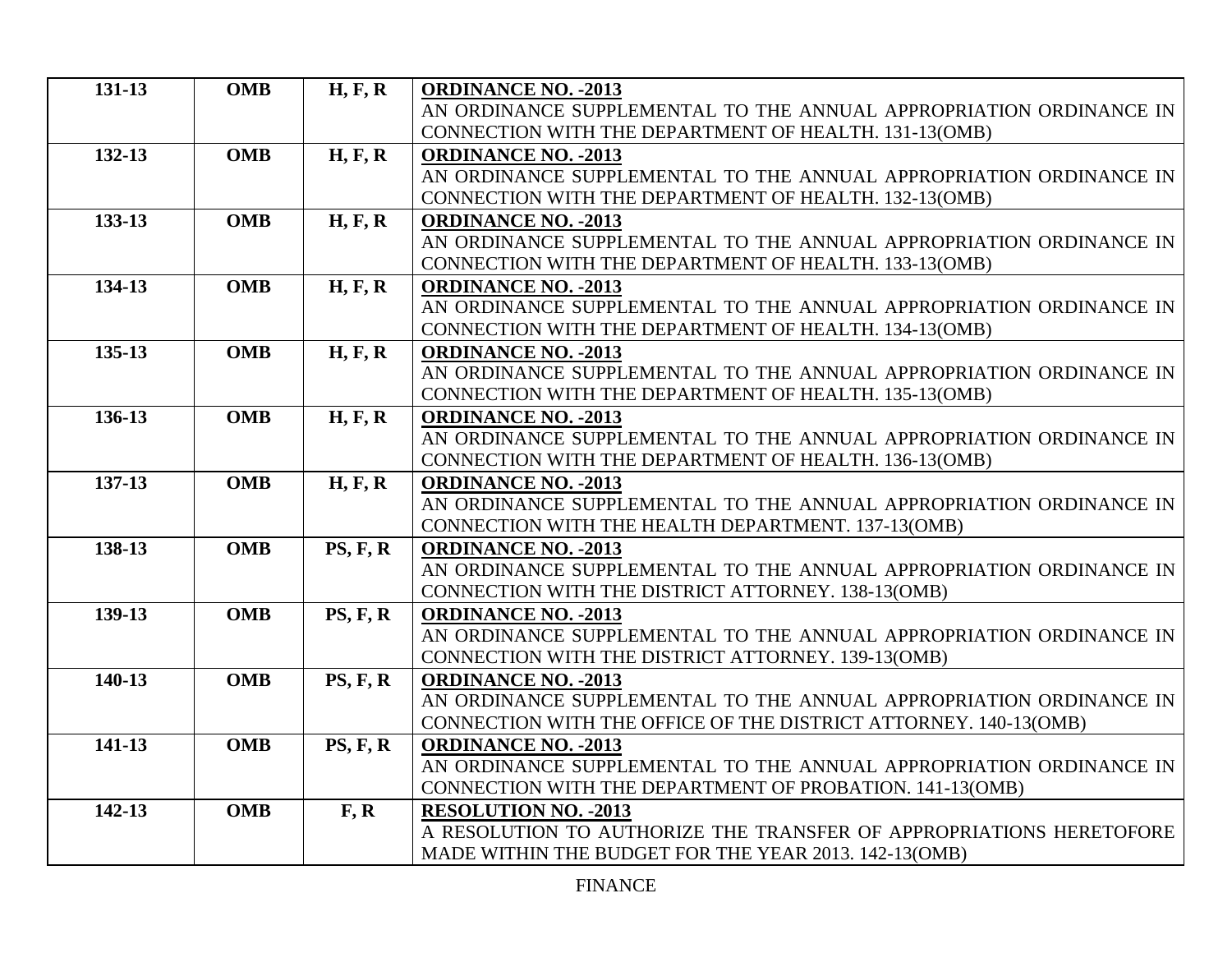| 131-13 | OMB | H, F, R | **ORDINANCE NO. -2013**<br>AN ORDINANCE SUPPLEMENTAL TO THE ANNUAL APPROPRIATION ORDINANCE IN CONNECTION WITH THE DEPARTMENT OF HEALTH. 131-13(OMB) |
|---|---|---|---|
| 132-13 | OMB | H, F, R | **ORDINANCE NO. -2013**<br>AN ORDINANCE SUPPLEMENTAL TO THE ANNUAL APPROPRIATION ORDINANCE IN CONNECTION WITH THE DEPARTMENT OF HEALTH. 132-13(OMB) |
| 133-13 | OMB | H, F, R | **ORDINANCE NO. -2013**<br>AN ORDINANCE SUPPLEMENTAL TO THE ANNUAL APPROPRIATION ORDINANCE IN CONNECTION WITH THE DEPARTMENT OF HEALTH. 133-13(OMB) |
| 134-13 | OMB | H, F, R | **ORDINANCE NO. -2013**<br>AN ORDINANCE SUPPLEMENTAL TO THE ANNUAL APPROPRIATION ORDINANCE IN CONNECTION WITH THE DEPARTMENT OF HEALTH. 134-13(OMB) |
| 135-13 | OMB | H, F, R | **ORDINANCE NO. -2013**<br>AN ORDINANCE SUPPLEMENTAL TO THE ANNUAL APPROPRIATION ORDINANCE IN CONNECTION WITH THE DEPARTMENT OF HEALTH. 135-13(OMB) |
| 136-13 | OMB | H, F, R | **ORDINANCE NO. -2013**<br>AN ORDINANCE SUPPLEMENTAL TO THE ANNUAL APPROPRIATION ORDINANCE IN CONNECTION WITH THE DEPARTMENT OF HEALTH. 136-13(OMB) |
| 137-13 | OMB | H, F, R | **ORDINANCE NO. -2013**<br>AN ORDINANCE SUPPLEMENTAL TO THE ANNUAL APPROPRIATION ORDINANCE IN CONNECTION WITH THE HEALTH DEPARTMENT. 137-13(OMB) |
| 138-13 | OMB | PS, F, R | **ORDINANCE NO. -2013**<br>AN ORDINANCE SUPPLEMENTAL TO THE ANNUAL APPROPRIATION ORDINANCE IN CONNECTION WITH THE DISTRICT ATTORNEY. 138-13(OMB) |
| 139-13 | OMB | PS, F, R | **ORDINANCE NO. -2013**<br>AN ORDINANCE SUPPLEMENTAL TO THE ANNUAL APPROPRIATION ORDINANCE IN CONNECTION WITH THE DISTRICT ATTORNEY. 139-13(OMB) |
| 140-13 | OMB | PS, F, R | **ORDINANCE NO. -2013**<br>AN ORDINANCE SUPPLEMENTAL TO THE ANNUAL APPROPRIATION ORDINANCE IN CONNECTION WITH THE OFFICE OF THE DISTRICT ATTORNEY. 140-13(OMB) |
| 141-13 | OMB | PS, F, R | **ORDINANCE NO. -2013**<br>AN ORDINANCE SUPPLEMENTAL TO THE ANNUAL APPROPRIATION ORDINANCE IN CONNECTION WITH THE DEPARTMENT OF PROBATION. 141-13(OMB) |
| 142-13 | OMB | F, R | **RESOLUTION NO. -2013**<br>A RESOLUTION TO AUTHORIZE THE TRANSFER OF APPROPRIATIONS HERETOFORE MADE WITHIN THE BUDGET FOR THE YEAR 2013. 142-13(OMB) |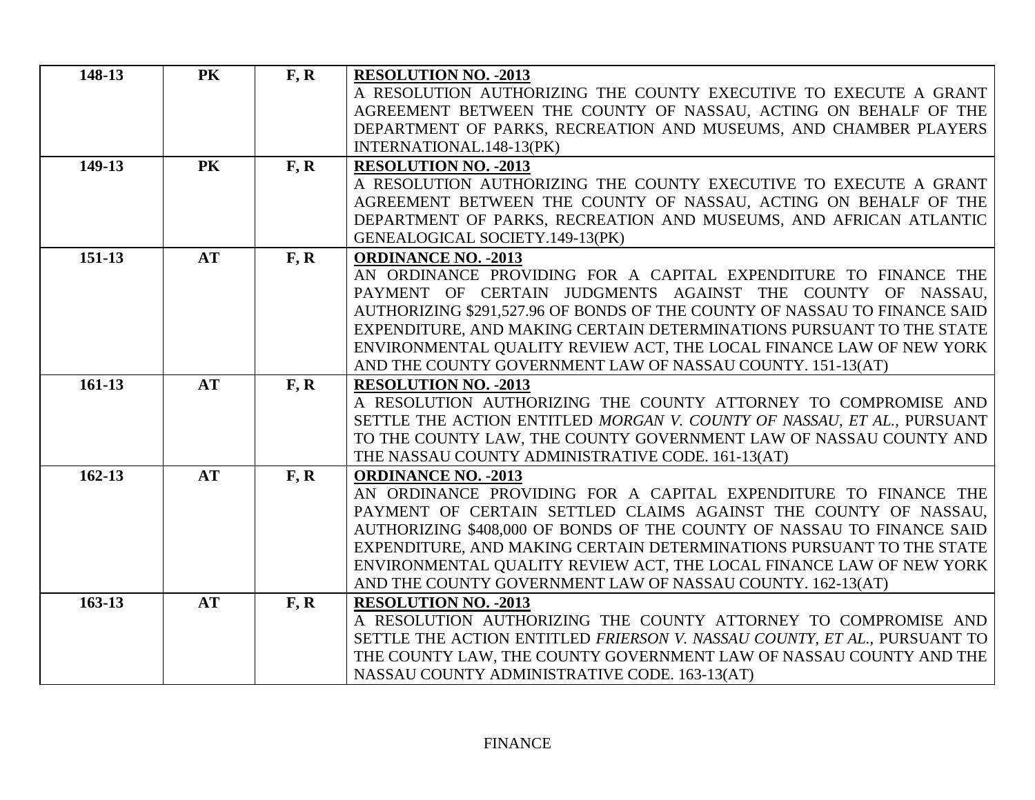| | | | |
|---|---|---|---|
| **148-13** | **PK** | **F, R** | **RESOLUTION NO. -2013**<br>A RESOLUTION AUTHORIZING THE COUNTY EXECUTIVE TO EXECUTE A GRANT AGREEMENT BETWEEN THE COUNTY OF NASSAU, ACTING ON BEHALF OF THE DEPARTMENT OF PARKS, RECREATION AND MUSEUMS, AND CHAMBER PLAYERS INTERNATIONAL.148-13(PK) |
| **149-13** | **PK** | **F, R** | **RESOLUTION NO. -2013**<br>A RESOLUTION AUTHORIZING THE COUNTY EXECUTIVE TO EXECUTE A GRANT AGREEMENT BETWEEN THE COUNTY OF NASSAU, ACTING ON BEHALF OF THE DEPARTMENT OF PARKS, RECREATION AND MUSEUMS, AND AFRICAN ATLANTIC GENEALOGICAL SOCIETY.149-13(PK) |
| **151-13** | **AT** | **F, R** | **ORDINANCE NO. -2013**<br>AN ORDINANCE PROVIDING FOR A CAPITAL EXPENDITURE TO FINANCE THE PAYMENT OF CERTAIN JUDGMENTS AGAINST THE COUNTY OF NASSAU, AUTHORIZING $291,527.96 OF BONDS OF THE COUNTY OF NASSAU TO FINANCE SAID EXPENDITURE, AND MAKING CERTAIN DETERMINATIONS PURSUANT TO THE STATE ENVIRONMENTAL QUALITY REVIEW ACT, THE LOCAL FINANCE LAW OF NEW YORK AND THE COUNTY GOVERNMENT LAW OF NASSAU COUNTY. 151-13(AT) |
| **161-13** | **AT** | **F, R** | **RESOLUTION NO. -2013**<br>A RESOLUTION AUTHORIZING THE COUNTY ATTORNEY TO COMPROMISE AND SETTLE THE ACTION ENTITLED *MORGAN V. COUNTY OF NASSAU, ET AL.*, PURSUANT TO THE COUNTY LAW, THE COUNTY GOVERNMENT LAW OF NASSAU COUNTY AND THE NASSAU COUNTY ADMINISTRATIVE CODE. 161-13(AT) |
| **162-13** | **AT** | **F, R** | **ORDINANCE NO. -2013**<br>AN ORDINANCE PROVIDING FOR A CAPITAL EXPENDITURE TO FINANCE THE PAYMENT OF CERTAIN SETTLED CLAIMS AGAINST THE COUNTY OF NASSAU, AUTHORIZING $408,000 OF BONDS OF THE COUNTY OF NASSAU TO FINANCE SAID EXPENDITURE, AND MAKING CERTAIN DETERMINATIONS PURSUANT TO THE STATE ENVIRONMENTAL QUALITY REVIEW ACT, THE LOCAL FINANCE LAW OF NEW YORK AND THE COUNTY GOVERNMENT LAW OF NASSAU COUNTY. 162-13(AT) |
| **163-13** | **AT** | **F, R** | **RESOLUTION NO. -2013**<br>A RESOLUTION AUTHORIZING THE COUNTY ATTORNEY TO COMPROMISE AND SETTLE THE ACTION ENTITLED *FRIERSON V. NASSAU COUNTY, ET AL.*, PURSUANT TO THE COUNTY LAW, THE COUNTY GOVERNMENT LAW OF NASSAU COUNTY AND THE NASSAU COUNTY ADMINISTRATIVE CODE. 163-13(AT) |

FINANCE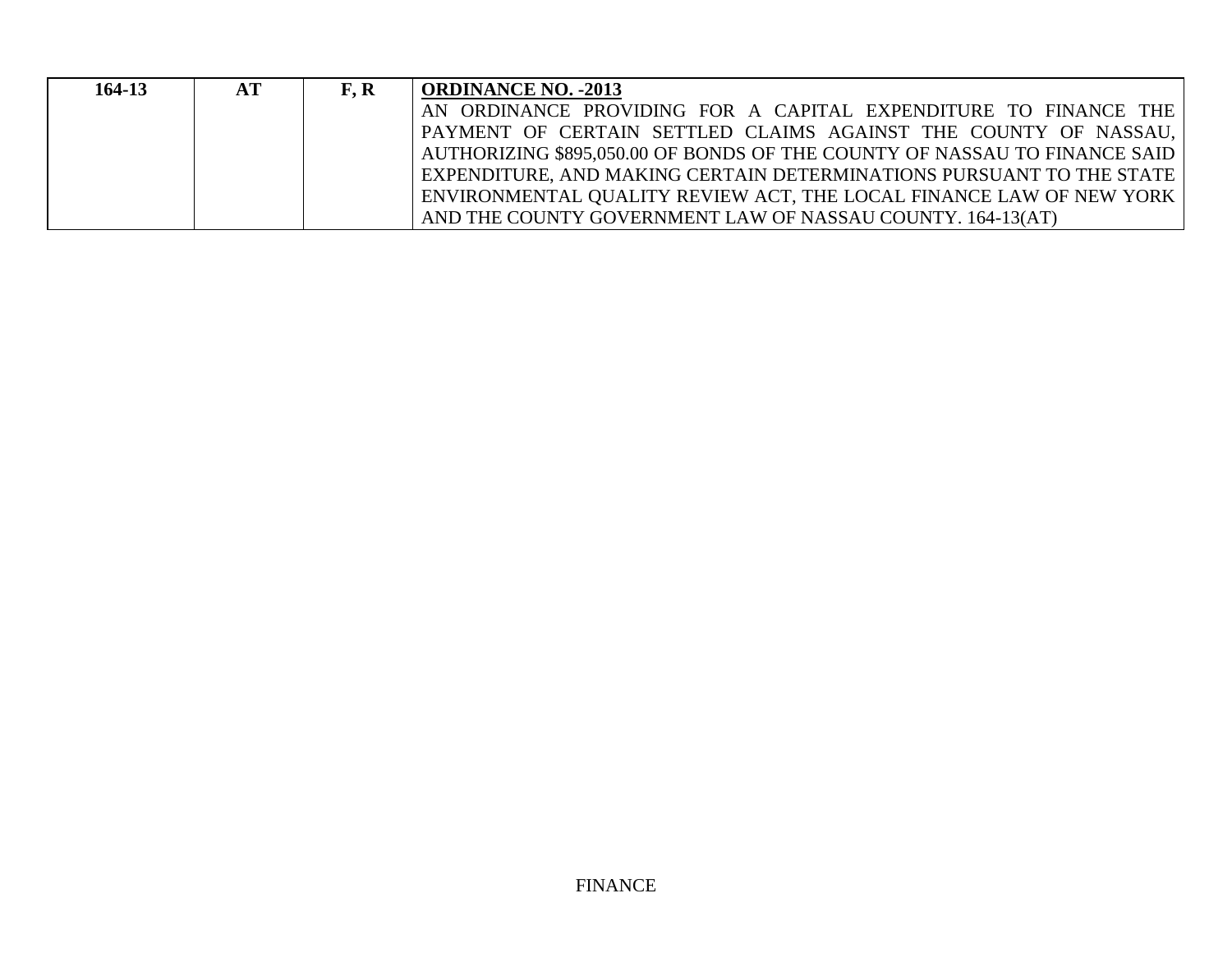| | | | |
|---|---|---|---|
| **164-13** | **AT** | **F, R** | **ORDINANCE NO. -2013**<br>AN ORDINANCE PROVIDING FOR A CAPITAL EXPENDITURE TO FINANCE THE PAYMENT OF CERTAIN SETTLED CLAIMS AGAINST THE COUNTY OF NASSAU, AUTHORIZING $895,050.00 OF BONDS OF THE COUNTY OF NASSAU TO FINANCE SAID EXPENDITURE, AND MAKING CERTAIN DETERMINATIONS PURSUANT TO THE STATE ENVIRONMENTAL QUALITY REVIEW ACT, THE LOCAL FINANCE LAW OF NEW YORK AND THE COUNTY GOVERNMENT LAW OF NASSAU COUNTY. 164-13(AT) |

FINANCE